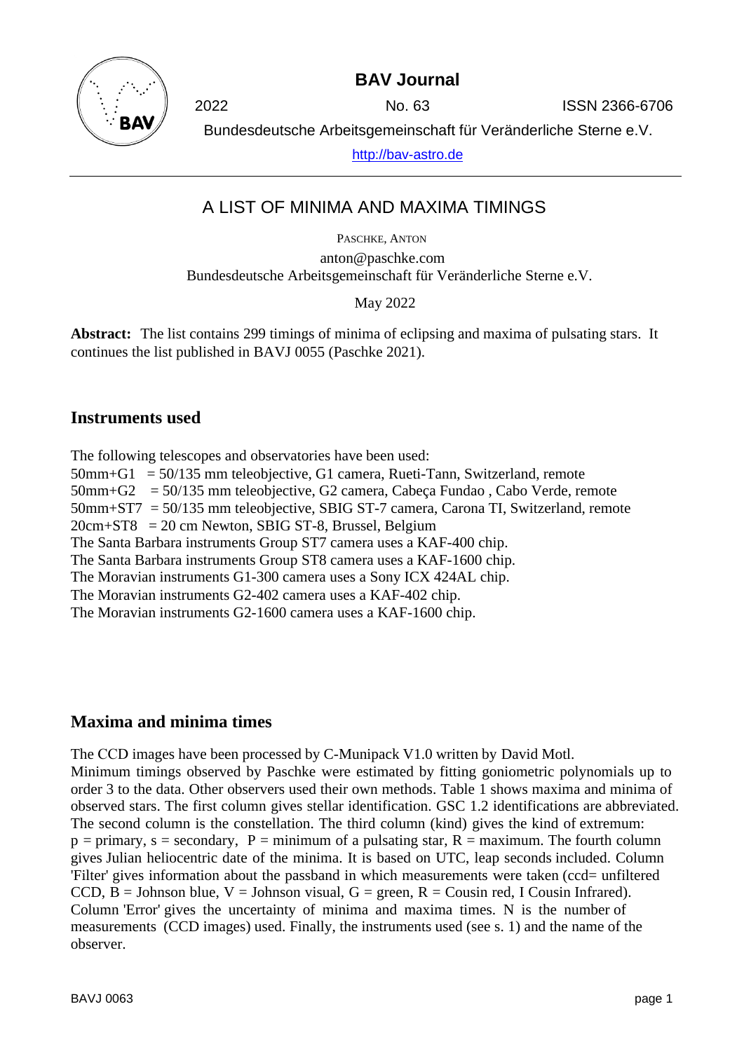**BAV Journal**

2022 No. 63 ISSN 2366-6706

Bundesdeutsche Arbeitsgemeinschaft für Veränderliche Sterne e.V.

http://bav-astro.de

# A LIST OF MINIMA AND MAXIMA TIMINGS

PASCHKE, ANTON

anton@paschke.com

Bundesdeutsche Arbeitsgemeinschaft für Veränderliche Sterne e.V.

May 2022

**Abstract:** The list contains 299 timings of minima of eclipsing and maxima of pulsating stars. It continues the list published in BAVJ 0055 (Paschke 2021).

## Instruments used

The following telescopes and observatories have been used:
50mm+G1 = 50/135 mm teleobjective, G1 camera, Rueti-Tann, Switzerland, remote
50mm+G2 = 50/135 mm teleobjective, G2 camera, Cabeça Fundao , Cabo Verde, remote
50mm+ST7 = 50/135 mm teleobjective, SBIG ST-7 camera, Carona TI, Switzerland, remote
20cm+ST8 = 20 cm Newton, SBIG ST-8, Brussel, Belgium
The Santa Barbara instruments Group ST7 camera uses a KAF-400 chip.
The Santa Barbara instruments Group ST8 camera uses a KAF-1600 chip.
The Moravian instruments G1-300 camera uses a Sony ICX 424AL chip.
The Moravian instruments G2-402 camera uses a KAF-402 chip.
The Moravian instruments G2-1600 camera uses a KAF-1600 chip.

## Maxima and minima times

The CCD images have been processed by C-Munipack V1.0 written by David Motl.
Minimum timings observed by Paschke were estimated by fitting goniometric polynomials up to order 3 to the data. Other observers used their own methods. Table 1 shows maxima and minima of observed stars. The first column gives stellar identification. GSC 1.2 identifications are abbreviated. The second column is the constellation. The third column (kind) gives the kind of extremum: p = primary, s = secondary, P = minimum of a pulsating star, R = maximum. The fourth column gives Julian heliocentric date of the minima. It is based on UTC, leap seconds included. Column 'Filter' gives information about the passband in which measurements were taken (ccd= unfiltered CCD, B = Johnson blue, V = Johnson visual, G = green, R = Cousin red, I Cousin Infrared). Column 'Error' gives the uncertainty of minima and maxima times. N is the number of measurements (CCD images) used. Finally, the instruments used (see s. 1) and the name of the observer.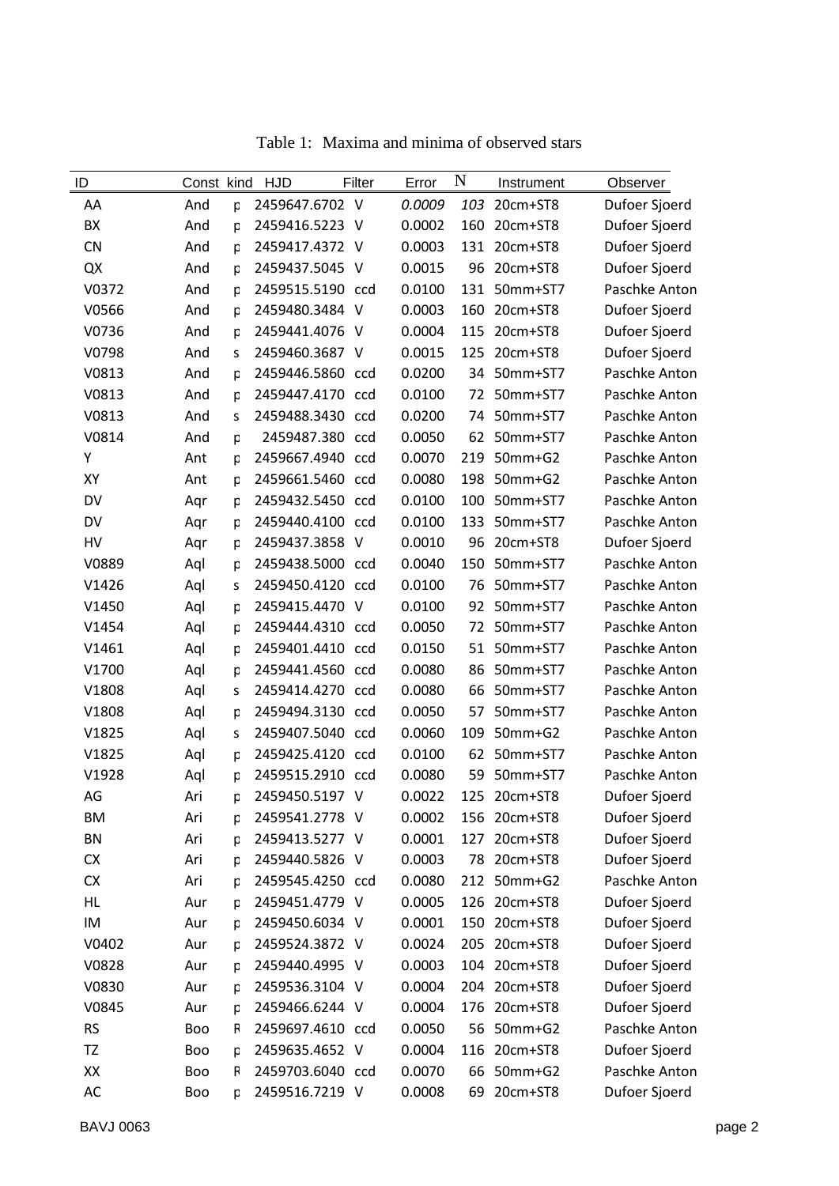Table 1: Maxima and minima of observed stars

| ID | Const | kind | HJD | Filter | Error | N | Instrument | Observer |
|---|---|---|---|---|---|---|---|---|
| AA | And | p | 2459647.6702 | V | 0.0009 | 103 | 20cm+ST8 | Dufoer Sjoerd |
| BX | And | p | 2459416.5223 | V | 0.0002 | 160 | 20cm+ST8 | Dufoer Sjoerd |
| CN | And | p | 2459417.4372 | V | 0.0003 | 131 | 20cm+ST8 | Dufoer Sjoerd |
| QX | And | p | 2459437.5045 | V | 0.0015 | 96 | 20cm+ST8 | Dufoer Sjoerd |
| V0372 | And | p | 2459515.5190 | ccd | 0.0100 | 131 | 50mm+ST7 | Paschke Anton |
| V0566 | And | p | 2459480.3484 | V | 0.0003 | 160 | 20cm+ST8 | Dufoer Sjoerd |
| V0736 | And | p | 2459441.4076 | V | 0.0004 | 115 | 20cm+ST8 | Dufoer Sjoerd |
| V0798 | And | s | 2459460.3687 | V | 0.0015 | 125 | 20cm+ST8 | Dufoer Sjoerd |
| V0813 | And | p | 2459446.5860 | ccd | 0.0200 | 34 | 50mm+ST7 | Paschke Anton |
| V0813 | And | p | 2459447.4170 | ccd | 0.0100 | 72 | 50mm+ST7 | Paschke Anton |
| V0813 | And | s | 2459488.3430 | ccd | 0.0200 | 74 | 50mm+ST7 | Paschke Anton |
| V0814 | And | p | 2459487.380 | ccd | 0.0050 | 62 | 50mm+ST7 | Paschke Anton |
| Y | Ant | p | 2459667.4940 | ccd | 0.0070 | 219 | 50mm+G2 | Paschke Anton |
| XY | Ant | p | 2459661.5460 | ccd | 0.0080 | 198 | 50mm+G2 | Paschke Anton |
| DV | Aqr | p | 2459432.5450 | ccd | 0.0100 | 100 | 50mm+ST7 | Paschke Anton |
| DV | Aqr | p | 2459440.4100 | ccd | 0.0100 | 133 | 50mm+ST7 | Paschke Anton |
| HV | Aqr | p | 2459437.3858 | V | 0.0010 | 96 | 20cm+ST8 | Dufoer Sjoerd |
| V0889 | Aql | p | 2459438.5000 | ccd | 0.0040 | 150 | 50mm+ST7 | Paschke Anton |
| V1426 | Aql | s | 2459450.4120 | ccd | 0.0100 | 76 | 50mm+ST7 | Paschke Anton |
| V1450 | Aql | p | 2459415.4470 | V | 0.0100 | 92 | 50mm+ST7 | Paschke Anton |
| V1454 | Aql | p | 2459444.4310 | ccd | 0.0050 | 72 | 50mm+ST7 | Paschke Anton |
| V1461 | Aql | p | 2459401.4410 | ccd | 0.0150 | 51 | 50mm+ST7 | Paschke Anton |
| V1700 | Aql | p | 2459441.4560 | ccd | 0.0080 | 86 | 50mm+ST7 | Paschke Anton |
| V1808 | Aql | s | 2459414.4270 | ccd | 0.0080 | 66 | 50mm+ST7 | Paschke Anton |
| V1808 | Aql | p | 2459494.3130 | ccd | 0.0050 | 57 | 50mm+ST7 | Paschke Anton |
| V1825 | Aql | s | 2459407.5040 | ccd | 0.0060 | 109 | 50mm+G2 | Paschke Anton |
| V1825 | Aql | p | 2459425.4120 | ccd | 0.0100 | 62 | 50mm+ST7 | Paschke Anton |
| V1928 | Aql | p | 2459515.2910 | ccd | 0.0080 | 59 | 50mm+ST7 | Paschke Anton |
| AG | Ari | p | 2459450.5197 | V | 0.0022 | 125 | 20cm+ST8 | Dufoer Sjoerd |
| BM | Ari | p | 2459541.2778 | V | 0.0002 | 156 | 20cm+ST8 | Dufoer Sjoerd |
| BN | Ari | p | 2459413.5277 | V | 0.0001 | 127 | 20cm+ST8 | Dufoer Sjoerd |
| CX | Ari | p | 2459440.5826 | V | 0.0003 | 78 | 20cm+ST8 | Dufoer Sjoerd |
| CX | Ari | p | 2459545.4250 | ccd | 0.0080 | 212 | 50mm+G2 | Paschke Anton |
| HL | Aur | p | 2459451.4779 | V | 0.0005 | 126 | 20cm+ST8 | Dufoer Sjoerd |
| IM | Aur | p | 2459450.6034 | V | 0.0001 | 150 | 20cm+ST8 | Dufoer Sjoerd |
| V0402 | Aur | p | 2459524.3872 | V | 0.0024 | 205 | 20cm+ST8 | Dufoer Sjoerd |
| V0828 | Aur | p | 2459440.4995 | V | 0.0003 | 104 | 20cm+ST8 | Dufoer Sjoerd |
| V0830 | Aur | p | 2459536.3104 | V | 0.0004 | 204 | 20cm+ST8 | Dufoer Sjoerd |
| V0845 | Aur | p | 2459466.6244 | V | 0.0004 | 176 | 20cm+ST8 | Dufoer Sjoerd |
| RS | Boo | R | 2459697.4610 | ccd | 0.0050 | 56 | 50mm+G2 | Paschke Anton |
| TZ | Boo | p | 2459635.4652 | V | 0.0004 | 116 | 20cm+ST8 | Dufoer Sjoerd |
| XX | Boo | R | 2459703.6040 | ccd | 0.0070 | 66 | 50mm+G2 | Paschke Anton |
| AC | Boo | p | 2459516.7219 | V | 0.0008 | 69 | 20cm+ST8 | Dufoer Sjoerd |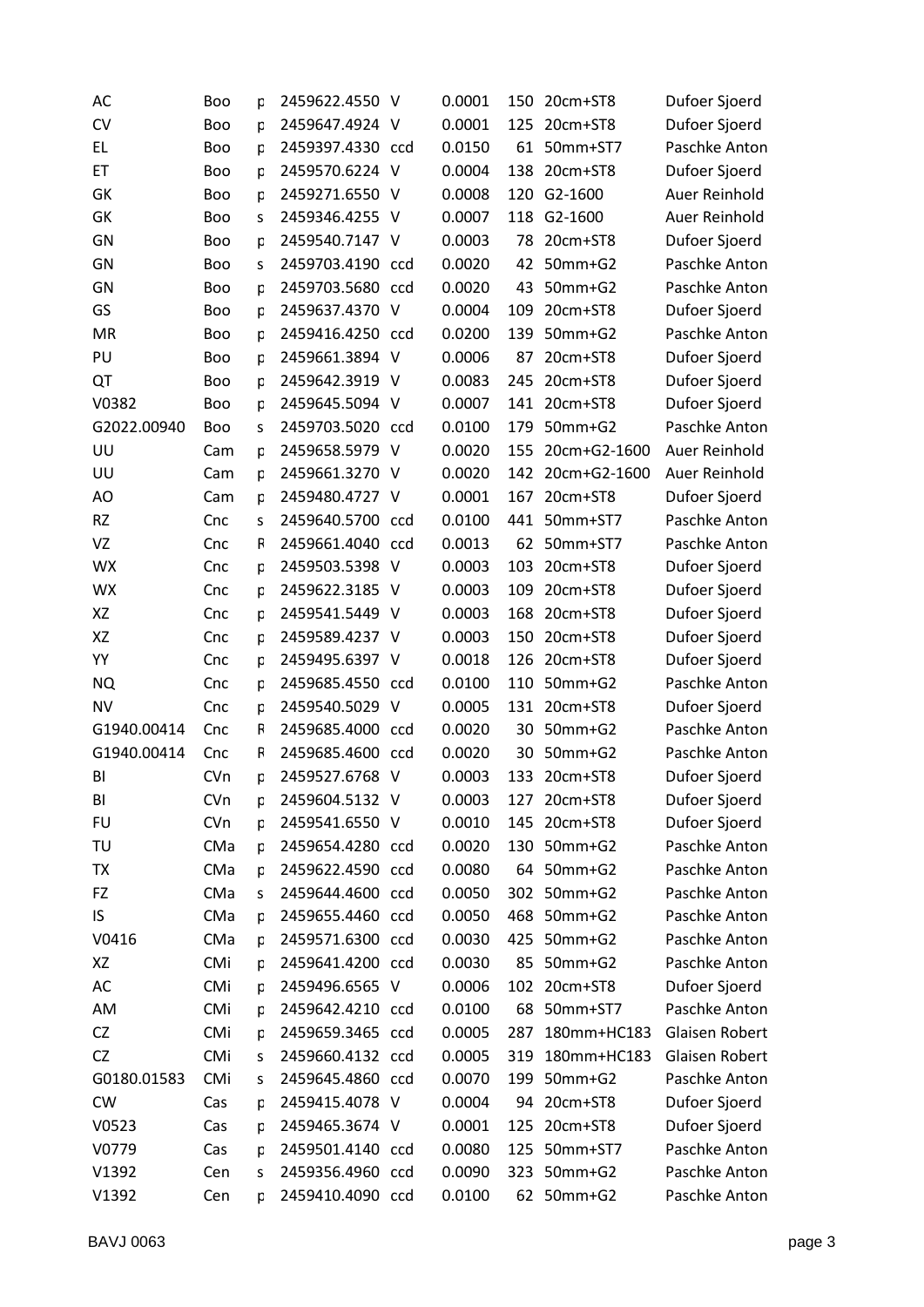| | | | | | | | | |
|---|---|---|---|---|---|---|---|---|
| AC | Boo | p | 2459622.4550 | V | 0.0001 | 150 | 20cm+ST8 | Dufoer Sjoerd |
| CV | Boo | p | 2459647.4924 | V | 0.0001 | 125 | 20cm+ST8 | Dufoer Sjoerd |
| EL | Boo | p | 2459397.4330 | ccd | 0.0150 | 61 | 50mm+ST7 | Paschke Anton |
| ET | Boo | p | 2459570.6224 | V | 0.0004 | 138 | 20cm+ST8 | Dufoer Sjoerd |
| GK | Boo | p | 2459271.6550 | V | 0.0008 | 120 | G2-1600 | Auer Reinhold |
| GK | Boo | s | 2459346.4255 | V | 0.0007 | 118 | G2-1600 | Auer Reinhold |
| GN | Boo | p | 2459540.7147 | V | 0.0003 | 78 | 20cm+ST8 | Dufoer Sjoerd |
| GN | Boo | s | 2459703.4190 | ccd | 0.0020 | 42 | 50mm+G2 | Paschke Anton |
| GN | Boo | p | 2459703.5680 | ccd | 0.0020 | 43 | 50mm+G2 | Paschke Anton |
| GS | Boo | p | 2459637.4370 | V | 0.0004 | 109 | 20cm+ST8 | Dufoer Sjoerd |
| MR | Boo | p | 2459416.4250 | ccd | 0.0200 | 139 | 50mm+G2 | Paschke Anton |
| PU | Boo | p | 2459661.3894 | V | 0.0006 | 87 | 20cm+ST8 | Dufoer Sjoerd |
| QT | Boo | p | 2459642.3919 | V | 0.0083 | 245 | 20cm+ST8 | Dufoer Sjoerd |
| V0382 | Boo | p | 2459645.5094 | V | 0.0007 | 141 | 20cm+ST8 | Dufoer Sjoerd |
| G2022.00940 | Boo | s | 2459703.5020 | ccd | 0.0100 | 179 | 50mm+G2 | Paschke Anton |
| UU | Cam | p | 2459658.5979 | V | 0.0020 | 155 | 20cm+G2-1600 | Auer Reinhold |
| UU | Cam | p | 2459661.3270 | V | 0.0020 | 142 | 20cm+G2-1600 | Auer Reinhold |
| AO | Cam | p | 2459480.4727 | V | 0.0001 | 167 | 20cm+ST8 | Dufoer Sjoerd |
| RZ | Cnc | s | 2459640.5700 | ccd | 0.0100 | 441 | 50mm+ST7 | Paschke Anton |
| VZ | Cnc | R | 2459661.4040 | ccd | 0.0013 | 62 | 50mm+ST7 | Paschke Anton |
| WX | Cnc | p | 2459503.5398 | V | 0.0003 | 103 | 20cm+ST8 | Dufoer Sjoerd |
| WX | Cnc | p | 2459622.3185 | V | 0.0003 | 109 | 20cm+ST8 | Dufoer Sjoerd |
| XZ | Cnc | p | 2459541.5449 | V | 0.0003 | 168 | 20cm+ST8 | Dufoer Sjoerd |
| XZ | Cnc | p | 2459589.4237 | V | 0.0003 | 150 | 20cm+ST8 | Dufoer Sjoerd |
| YY | Cnc | p | 2459495.6397 | V | 0.0018 | 126 | 20cm+ST8 | Dufoer Sjoerd |
| NQ | Cnc | p | 2459685.4550 | ccd | 0.0100 | 110 | 50mm+G2 | Paschke Anton |
| NV | Cnc | p | 2459540.5029 | V | 0.0005 | 131 | 20cm+ST8 | Dufoer Sjoerd |
| G1940.00414 | Cnc | R | 2459685.4000 | ccd | 0.0020 | 30 | 50mm+G2 | Paschke Anton |
| G1940.00414 | Cnc | R | 2459685.4600 | ccd | 0.0020 | 30 | 50mm+G2 | Paschke Anton |
| BI | CVn | p | 2459527.6768 | V | 0.0003 | 133 | 20cm+ST8 | Dufoer Sjoerd |
| BI | CVn | p | 2459604.5132 | V | 0.0003 | 127 | 20cm+ST8 | Dufoer Sjoerd |
| FU | CVn | p | 2459541.6550 | V | 0.0010 | 145 | 20cm+ST8 | Dufoer Sjoerd |
| TU | CMa | p | 2459654.4280 | ccd | 0.0020 | 130 | 50mm+G2 | Paschke Anton |
| TX | CMa | p | 2459622.4590 | ccd | 0.0080 | 64 | 50mm+G2 | Paschke Anton |
| FZ | CMa | s | 2459644.4600 | ccd | 0.0050 | 302 | 50mm+G2 | Paschke Anton |
| IS | CMa | p | 2459655.4460 | ccd | 0.0050 | 468 | 50mm+G2 | Paschke Anton |
| V0416 | CMa | p | 2459571.6300 | ccd | 0.0030 | 425 | 50mm+G2 | Paschke Anton |
| XZ | CMi | p | 2459641.4200 | ccd | 0.0030 | 85 | 50mm+G2 | Paschke Anton |
| AC | CMi | p | 2459496.6565 | V | 0.0006 | 102 | 20cm+ST8 | Dufoer Sjoerd |
| AM | CMi | p | 2459642.4210 | ccd | 0.0100 | 68 | 50mm+ST7 | Paschke Anton |
| CZ | CMi | p | 2459659.3465 | ccd | 0.0005 | 287 | 180mm+HC183 | Glaisen Robert |
| CZ | CMi | s | 2459660.4132 | ccd | 0.0005 | 319 | 180mm+HC183 | Glaisen Robert |
| G0180.01583 | CMi | s | 2459645.4860 | ccd | 0.0070 | 199 | 50mm+G2 | Paschke Anton |
| CW | Cas | p | 2459415.4078 | V | 0.0004 | 94 | 20cm+ST8 | Dufoer Sjoerd |
| V0523 | Cas | p | 2459465.3674 | V | 0.0001 | 125 | 20cm+ST8 | Dufoer Sjoerd |
| V0779 | Cas | p | 2459501.4140 | ccd | 0.0080 | 125 | 50mm+ST7 | Paschke Anton |
| V1392 | Cen | s | 2459356.4960 | ccd | 0.0090 | 323 | 50mm+G2 | Paschke Anton |
| V1392 | Cen | p | 2459410.4090 | ccd | 0.0100 | 62 | 50mm+G2 | Paschke Anton |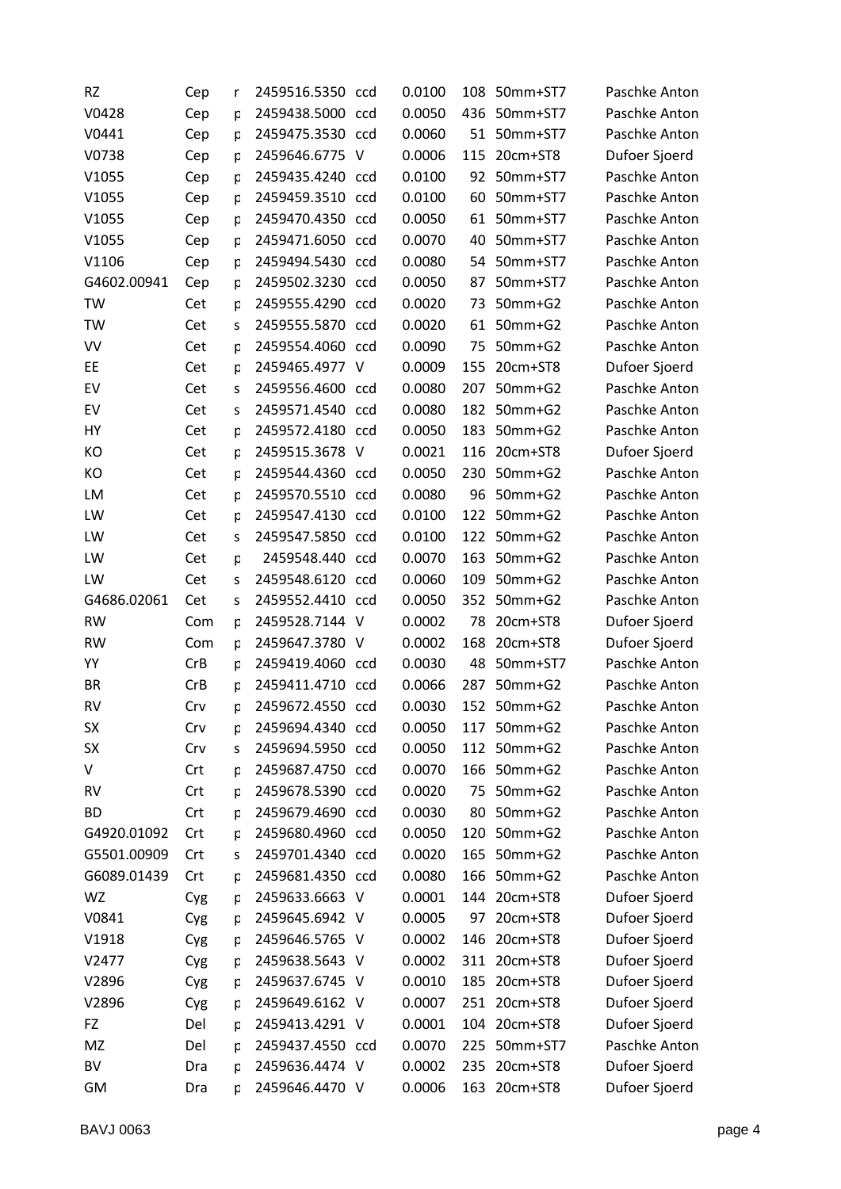| | | | | | | | | |
|---|---|---|---|---|---|---|---|---|
| RZ | Cep | r | 2459516.5350 | ccd | 0.0100 | 108 | 50mm+ST7 | Paschke Anton |
| V0428 | Cep | p | 2459438.5000 | ccd | 0.0050 | 436 | 50mm+ST7 | Paschke Anton |
| V0441 | Cep | p | 2459475.3530 | ccd | 0.0060 | 51 | 50mm+ST7 | Paschke Anton |
| V0738 | Cep | p | 2459646.6775 | V | 0.0006 | 115 | 20cm+ST8 | Dufoer Sjoerd |
| V1055 | Cep | p | 2459435.4240 | ccd | 0.0100 | 92 | 50mm+ST7 | Paschke Anton |
| V1055 | Cep | p | 2459459.3510 | ccd | 0.0100 | 60 | 50mm+ST7 | Paschke Anton |
| V1055 | Cep | p | 2459470.4350 | ccd | 0.0050 | 61 | 50mm+ST7 | Paschke Anton |
| V1055 | Cep | p | 2459471.6050 | ccd | 0.0070 | 40 | 50mm+ST7 | Paschke Anton |
| V1106 | Cep | p | 2459494.5430 | ccd | 0.0080 | 54 | 50mm+ST7 | Paschke Anton |
| G4602.00941 | Cep | p | 2459502.3230 | ccd | 0.0050 | 87 | 50mm+ST7 | Paschke Anton |
| TW | Cet | p | 2459555.4290 | ccd | 0.0020 | 73 | 50mm+G2 | Paschke Anton |
| TW | Cet | s | 2459555.5870 | ccd | 0.0020 | 61 | 50mm+G2 | Paschke Anton |
| VV | Cet | p | 2459554.4060 | ccd | 0.0090 | 75 | 50mm+G2 | Paschke Anton |
| EE | Cet | p | 2459465.4977 | V | 0.0009 | 155 | 20cm+ST8 | Dufoer Sjoerd |
| EV | Cet | s | 2459556.4600 | ccd | 0.0080 | 207 | 50mm+G2 | Paschke Anton |
| EV | Cet | s | 2459571.4540 | ccd | 0.0080 | 182 | 50mm+G2 | Paschke Anton |
| HY | Cet | p | 2459572.4180 | ccd | 0.0050 | 183 | 50mm+G2 | Paschke Anton |
| KO | Cet | p | 2459515.3678 | V | 0.0021 | 116 | 20cm+ST8 | Dufoer Sjoerd |
| KO | Cet | p | 2459544.4360 | ccd | 0.0050 | 230 | 50mm+G2 | Paschke Anton |
| LM | Cet | p | 2459570.5510 | ccd | 0.0080 | 96 | 50mm+G2 | Paschke Anton |
| LW | Cet | p | 2459547.4130 | ccd | 0.0100 | 122 | 50mm+G2 | Paschke Anton |
| LW | Cet | s | 2459547.5850 | ccd | 0.0100 | 122 | 50mm+G2 | Paschke Anton |
| LW | Cet | p | 2459548.440 | ccd | 0.0070 | 163 | 50mm+G2 | Paschke Anton |
| LW | Cet | s | 2459548.6120 | ccd | 0.0060 | 109 | 50mm+G2 | Paschke Anton |
| G4686.02061 | Cet | s | 2459552.4410 | ccd | 0.0050 | 352 | 50mm+G2 | Paschke Anton |
| RW | Com | p | 2459528.7144 | V | 0.0002 | 78 | 20cm+ST8 | Dufoer Sjoerd |
| RW | Com | p | 2459647.3780 | V | 0.0002 | 168 | 20cm+ST8 | Dufoer Sjoerd |
| YY | CrB | p | 2459419.4060 | ccd | 0.0030 | 48 | 50mm+ST7 | Paschke Anton |
| BR | CrB | p | 2459411.4710 | ccd | 0.0066 | 287 | 50mm+G2 | Paschke Anton |
| RV | Crv | p | 2459672.4550 | ccd | 0.0030 | 152 | 50mm+G2 | Paschke Anton |
| SX | Crv | p | 2459694.4340 | ccd | 0.0050 | 117 | 50mm+G2 | Paschke Anton |
| SX | Crv | s | 2459694.5950 | ccd | 0.0050 | 112 | 50mm+G2 | Paschke Anton |
| V | Crt | p | 2459687.4750 | ccd | 0.0070 | 166 | 50mm+G2 | Paschke Anton |
| RV | Crt | p | 2459678.5390 | ccd | 0.0020 | 75 | 50mm+G2 | Paschke Anton |
| BD | Crt | p | 2459679.4690 | ccd | 0.0030 | 80 | 50mm+G2 | Paschke Anton |
| G4920.01092 | Crt | p | 2459680.4960 | ccd | 0.0050 | 120 | 50mm+G2 | Paschke Anton |
| G5501.00909 | Crt | s | 2459701.4340 | ccd | 0.0020 | 165 | 50mm+G2 | Paschke Anton |
| G6089.01439 | Crt | p | 2459681.4350 | ccd | 0.0080 | 166 | 50mm+G2 | Paschke Anton |
| WZ | Cyg | p | 2459633.6663 | V | 0.0001 | 144 | 20cm+ST8 | Dufoer Sjoerd |
| V0841 | Cyg | p | 2459645.6942 | V | 0.0005 | 97 | 20cm+ST8 | Dufoer Sjoerd |
| V1918 | Cyg | p | 2459646.5765 | V | 0.0002 | 146 | 20cm+ST8 | Dufoer Sjoerd |
| V2477 | Cyg | p | 2459638.5643 | V | 0.0002 | 311 | 20cm+ST8 | Dufoer Sjoerd |
| V2896 | Cyg | p | 2459637.6745 | V | 0.0010 | 185 | 20cm+ST8 | Dufoer Sjoerd |
| V2896 | Cyg | p | 2459649.6162 | V | 0.0007 | 251 | 20cm+ST8 | Dufoer Sjoerd |
| FZ | Del | p | 2459413.4291 | V | 0.0001 | 104 | 20cm+ST8 | Dufoer Sjoerd |
| MZ | Del | p | 2459437.4550 | ccd | 0.0070 | 225 | 50mm+ST7 | Paschke Anton |
| BV | Dra | p | 2459636.4474 | V | 0.0002 | 235 | 20cm+ST8 | Dufoer Sjoerd |
| GM | Dra | p | 2459646.4470 | V | 0.0006 | 163 | 20cm+ST8 | Dufoer Sjoerd |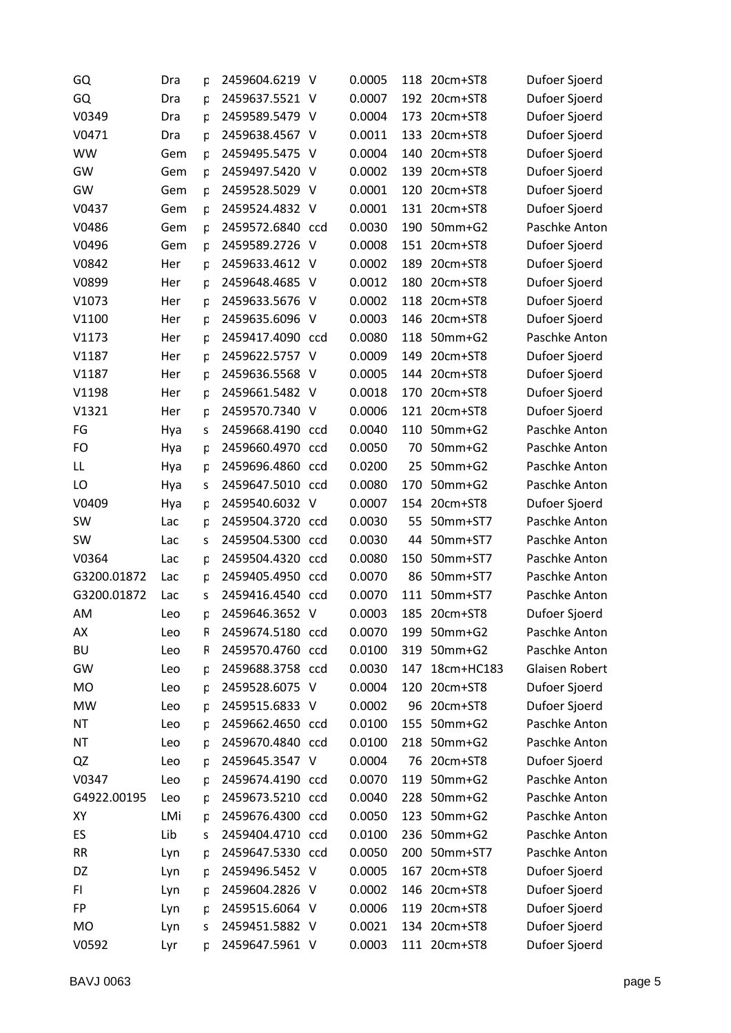| | | | | | | | | |
|---|---|---|---|---|---|---|---|---|
| GQ | Dra | p | 2459604.6219 | V | 0.0005 | 118 | 20cm+ST8 | Dufoer Sjoerd |
| GQ | Dra | p | 2459637.5521 | V | 0.0007 | 192 | 20cm+ST8 | Dufoer Sjoerd |
| V0349 | Dra | p | 2459589.5479 | V | 0.0004 | 173 | 20cm+ST8 | Dufoer Sjoerd |
| V0471 | Dra | p | 2459638.4567 | V | 0.0011 | 133 | 20cm+ST8 | Dufoer Sjoerd |
| WW | Gem | p | 2459495.5475 | V | 0.0004 | 140 | 20cm+ST8 | Dufoer Sjoerd |
| GW | Gem | p | 2459497.5420 | V | 0.0002 | 139 | 20cm+ST8 | Dufoer Sjoerd |
| GW | Gem | p | 2459528.5029 | V | 0.0001 | 120 | 20cm+ST8 | Dufoer Sjoerd |
| V0437 | Gem | p | 2459524.4832 | V | 0.0001 | 131 | 20cm+ST8 | Dufoer Sjoerd |
| V0486 | Gem | p | 2459572.6840 | ccd | 0.0030 | 190 | 50mm+G2 | Paschke Anton |
| V0496 | Gem | p | 2459589.2726 | V | 0.0008 | 151 | 20cm+ST8 | Dufoer Sjoerd |
| V0842 | Her | p | 2459633.4612 | V | 0.0002 | 189 | 20cm+ST8 | Dufoer Sjoerd |
| V0899 | Her | p | 2459648.4685 | V | 0.0012 | 180 | 20cm+ST8 | Dufoer Sjoerd |
| V1073 | Her | p | 2459633.5676 | V | 0.0002 | 118 | 20cm+ST8 | Dufoer Sjoerd |
| V1100 | Her | p | 2459635.6096 | V | 0.0003 | 146 | 20cm+ST8 | Dufoer Sjoerd |
| V1173 | Her | p | 2459417.4090 | ccd | 0.0080 | 118 | 50mm+G2 | Paschke Anton |
| V1187 | Her | p | 2459622.5757 | V | 0.0009 | 149 | 20cm+ST8 | Dufoer Sjoerd |
| V1187 | Her | p | 2459636.5568 | V | 0.0005 | 144 | 20cm+ST8 | Dufoer Sjoerd |
| V1198 | Her | p | 2459661.5482 | V | 0.0018 | 170 | 20cm+ST8 | Dufoer Sjoerd |
| V1321 | Her | p | 2459570.7340 | V | 0.0006 | 121 | 20cm+ST8 | Dufoer Sjoerd |
| FG | Hya | s | 2459668.4190 | ccd | 0.0040 | 110 | 50mm+G2 | Paschke Anton |
| FO | Hya | p | 2459660.4970 | ccd | 0.0050 | 70 | 50mm+G2 | Paschke Anton |
| LL | Hya | p | 2459696.4860 | ccd | 0.0200 | 25 | 50mm+G2 | Paschke Anton |
| LO | Hya | s | 2459647.5010 | ccd | 0.0080 | 170 | 50mm+G2 | Paschke Anton |
| V0409 | Hya | p | 2459540.6032 | V | 0.0007 | 154 | 20cm+ST8 | Dufoer Sjoerd |
| SW | Lac | p | 2459504.3720 | ccd | 0.0030 | 55 | 50mm+ST7 | Paschke Anton |
| SW | Lac | s | 2459504.5300 | ccd | 0.0030 | 44 | 50mm+ST7 | Paschke Anton |
| V0364 | Lac | p | 2459504.4320 | ccd | 0.0080 | 150 | 50mm+ST7 | Paschke Anton |
| G3200.01872 | Lac | p | 2459405.4950 | ccd | 0.0070 | 86 | 50mm+ST7 | Paschke Anton |
| G3200.01872 | Lac | s | 2459416.4540 | ccd | 0.0070 | 111 | 50mm+ST7 | Paschke Anton |
| AM | Leo | p | 2459646.3652 | V | 0.0003 | 185 | 20cm+ST8 | Dufoer Sjoerd |
| AX | Leo | R | 2459674.5180 | ccd | 0.0070 | 199 | 50mm+G2 | Paschke Anton |
| BU | Leo | R | 2459570.4760 | ccd | 0.0100 | 319 | 50mm+G2 | Paschke Anton |
| GW | Leo | p | 2459688.3758 | ccd | 0.0030 | 147 | 18cm+HC183 | Glaisen Robert |
| MO | Leo | p | 2459528.6075 | V | 0.0004 | 120 | 20cm+ST8 | Dufoer Sjoerd |
| MW | Leo | p | 2459515.6833 | V | 0.0002 | 96 | 20cm+ST8 | Dufoer Sjoerd |
| NT | Leo | p | 2459662.4650 | ccd | 0.0100 | 155 | 50mm+G2 | Paschke Anton |
| NT | Leo | p | 2459670.4840 | ccd | 0.0100 | 218 | 50mm+G2 | Paschke Anton |
| QZ | Leo | p | 2459645.3547 | V | 0.0004 | 76 | 20cm+ST8 | Dufoer Sjoerd |
| V0347 | Leo | p | 2459674.4190 | ccd | 0.0070 | 119 | 50mm+G2 | Paschke Anton |
| G4922.00195 | Leo | p | 2459673.5210 | ccd | 0.0040 | 228 | 50mm+G2 | Paschke Anton |
| XY | LMi | p | 2459676.4300 | ccd | 0.0050 | 123 | 50mm+G2 | Paschke Anton |
| ES | Lib | s | 2459404.4710 | ccd | 0.0100 | 236 | 50mm+G2 | Paschke Anton |
| RR | Lyn | p | 2459647.5330 | ccd | 0.0050 | 200 | 50mm+ST7 | Paschke Anton |
| DZ | Lyn | p | 2459496.5452 | V | 0.0005 | 167 | 20cm+ST8 | Dufoer Sjoerd |
| FI | Lyn | p | 2459604.2826 | V | 0.0002 | 146 | 20cm+ST8 | Dufoer Sjoerd |
| FP | Lyn | p | 2459515.6064 | V | 0.0006 | 119 | 20cm+ST8 | Dufoer Sjoerd |
| MO | Lyn | s | 2459451.5882 | V | 0.0021 | 134 | 20cm+ST8 | Dufoer Sjoerd |
| V0592 | Lyr | p | 2459647.5961 | V | 0.0003 | 111 | 20cm+ST8 | Dufoer Sjoerd |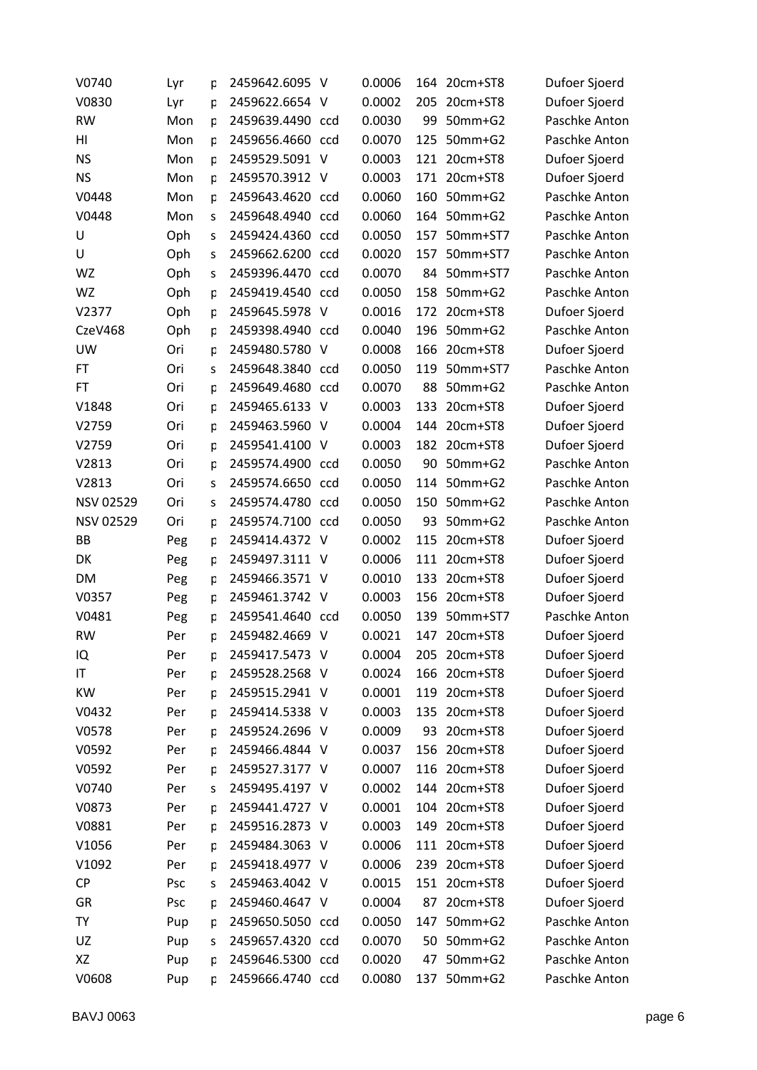| | | | | | | | | |
|---|---|---|---|---|---|---|---|---|
| V0740 | Lyr | p | 2459642.6095 | V | 0.0006 | 164 | 20cm+ST8 | Dufoer Sjoerd |
| V0830 | Lyr | p | 2459622.6654 | V | 0.0002 | 205 | 20cm+ST8 | Dufoer Sjoerd |
| RW | Mon | p | 2459639.4490 | ccd | 0.0030 | 99 | 50mm+G2 | Paschke Anton |
| HI | Mon | p | 2459656.4660 | ccd | 0.0070 | 125 | 50mm+G2 | Paschke Anton |
| NS | Mon | p | 2459529.5091 | V | 0.0003 | 121 | 20cm+ST8 | Dufoer Sjoerd |
| NS | Mon | p | 2459570.3912 | V | 0.0003 | 171 | 20cm+ST8 | Dufoer Sjoerd |
| V0448 | Mon | p | 2459643.4620 | ccd | 0.0060 | 160 | 50mm+G2 | Paschke Anton |
| V0448 | Mon | s | 2459648.4940 | ccd | 0.0060 | 164 | 50mm+G2 | Paschke Anton |
| U | Oph | s | 2459424.4360 | ccd | 0.0050 | 157 | 50mm+ST7 | Paschke Anton |
| U | Oph | s | 2459662.6200 | ccd | 0.0020 | 157 | 50mm+ST7 | Paschke Anton |
| WZ | Oph | s | 2459396.4470 | ccd | 0.0070 | 84 | 50mm+ST7 | Paschke Anton |
| WZ | Oph | p | 2459419.4540 | ccd | 0.0050 | 158 | 50mm+G2 | Paschke Anton |
| V2377 | Oph | p | 2459645.5978 | V | 0.0016 | 172 | 20cm+ST8 | Dufoer Sjoerd |
| CzeV468 | Oph | p | 2459398.4940 | ccd | 0.0040 | 196 | 50mm+G2 | Paschke Anton |
| UW | Ori | p | 2459480.5780 | V | 0.0008 | 166 | 20cm+ST8 | Dufoer Sjoerd |
| FT | Ori | s | 2459648.3840 | ccd | 0.0050 | 119 | 50mm+ST7 | Paschke Anton |
| FT | Ori | p | 2459649.4680 | ccd | 0.0070 | 88 | 50mm+G2 | Paschke Anton |
| V1848 | Ori | p | 2459465.6133 | V | 0.0003 | 133 | 20cm+ST8 | Dufoer Sjoerd |
| V2759 | Ori | p | 2459463.5960 | V | 0.0004 | 144 | 20cm+ST8 | Dufoer Sjoerd |
| V2759 | Ori | p | 2459541.4100 | V | 0.0003 | 182 | 20cm+ST8 | Dufoer Sjoerd |
| V2813 | Ori | p | 2459574.4900 | ccd | 0.0050 | 90 | 50mm+G2 | Paschke Anton |
| V2813 | Ori | s | 2459574.6650 | ccd | 0.0050 | 114 | 50mm+G2 | Paschke Anton |
| NSV 02529 | Ori | s | 2459574.4780 | ccd | 0.0050 | 150 | 50mm+G2 | Paschke Anton |
| NSV 02529 | Ori | p | 2459574.7100 | ccd | 0.0050 | 93 | 50mm+G2 | Paschke Anton |
| BB | Peg | p | 2459414.4372 | V | 0.0002 | 115 | 20cm+ST8 | Dufoer Sjoerd |
| DK | Peg | p | 2459497.3111 | V | 0.0006 | 111 | 20cm+ST8 | Dufoer Sjoerd |
| DM | Peg | p | 2459466.3571 | V | 0.0010 | 133 | 20cm+ST8 | Dufoer Sjoerd |
| V0357 | Peg | p | 2459461.3742 | V | 0.0003 | 156 | 20cm+ST8 | Dufoer Sjoerd |
| V0481 | Peg | p | 2459541.4640 | ccd | 0.0050 | 139 | 50mm+ST7 | Paschke Anton |
| RW | Per | p | 2459482.4669 | V | 0.0021 | 147 | 20cm+ST8 | Dufoer Sjoerd |
| IQ | Per | p | 2459417.5473 | V | 0.0004 | 205 | 20cm+ST8 | Dufoer Sjoerd |
| IT | Per | p | 2459528.2568 | V | 0.0024 | 166 | 20cm+ST8 | Dufoer Sjoerd |
| KW | Per | p | 2459515.2941 | V | 0.0001 | 119 | 20cm+ST8 | Dufoer Sjoerd |
| V0432 | Per | p | 2459414.5338 | V | 0.0003 | 135 | 20cm+ST8 | Dufoer Sjoerd |
| V0578 | Per | p | 2459524.2696 | V | 0.0009 | 93 | 20cm+ST8 | Dufoer Sjoerd |
| V0592 | Per | p | 2459466.4844 | V | 0.0037 | 156 | 20cm+ST8 | Dufoer Sjoerd |
| V0592 | Per | p | 2459527.3177 | V | 0.0007 | 116 | 20cm+ST8 | Dufoer Sjoerd |
| V0740 | Per | s | 2459495.4197 | V | 0.0002 | 144 | 20cm+ST8 | Dufoer Sjoerd |
| V0873 | Per | p | 2459441.4727 | V | 0.0001 | 104 | 20cm+ST8 | Dufoer Sjoerd |
| V0881 | Per | p | 2459516.2873 | V | 0.0003 | 149 | 20cm+ST8 | Dufoer Sjoerd |
| V1056 | Per | p | 2459484.3063 | V | 0.0006 | 111 | 20cm+ST8 | Dufoer Sjoerd |
| V1092 | Per | p | 2459418.4977 | V | 0.0006 | 239 | 20cm+ST8 | Dufoer Sjoerd |
| CP | Psc | s | 2459463.4042 | V | 0.0015 | 151 | 20cm+ST8 | Dufoer Sjoerd |
| GR | Psc | p | 2459460.4647 | V | 0.0004 | 87 | 20cm+ST8 | Dufoer Sjoerd |
| TY | Pup | p | 2459650.5050 | ccd | 0.0050 | 147 | 50mm+G2 | Paschke Anton |
| UZ | Pup | s | 2459657.4320 | ccd | 0.0070 | 50 | 50mm+G2 | Paschke Anton |
| XZ | Pup | p | 2459646.5300 | ccd | 0.0020 | 47 | 50mm+G2 | Paschke Anton |
| V0608 | Pup | p | 2459666.4740 | ccd | 0.0080 | 137 | 50mm+G2 | Paschke Anton |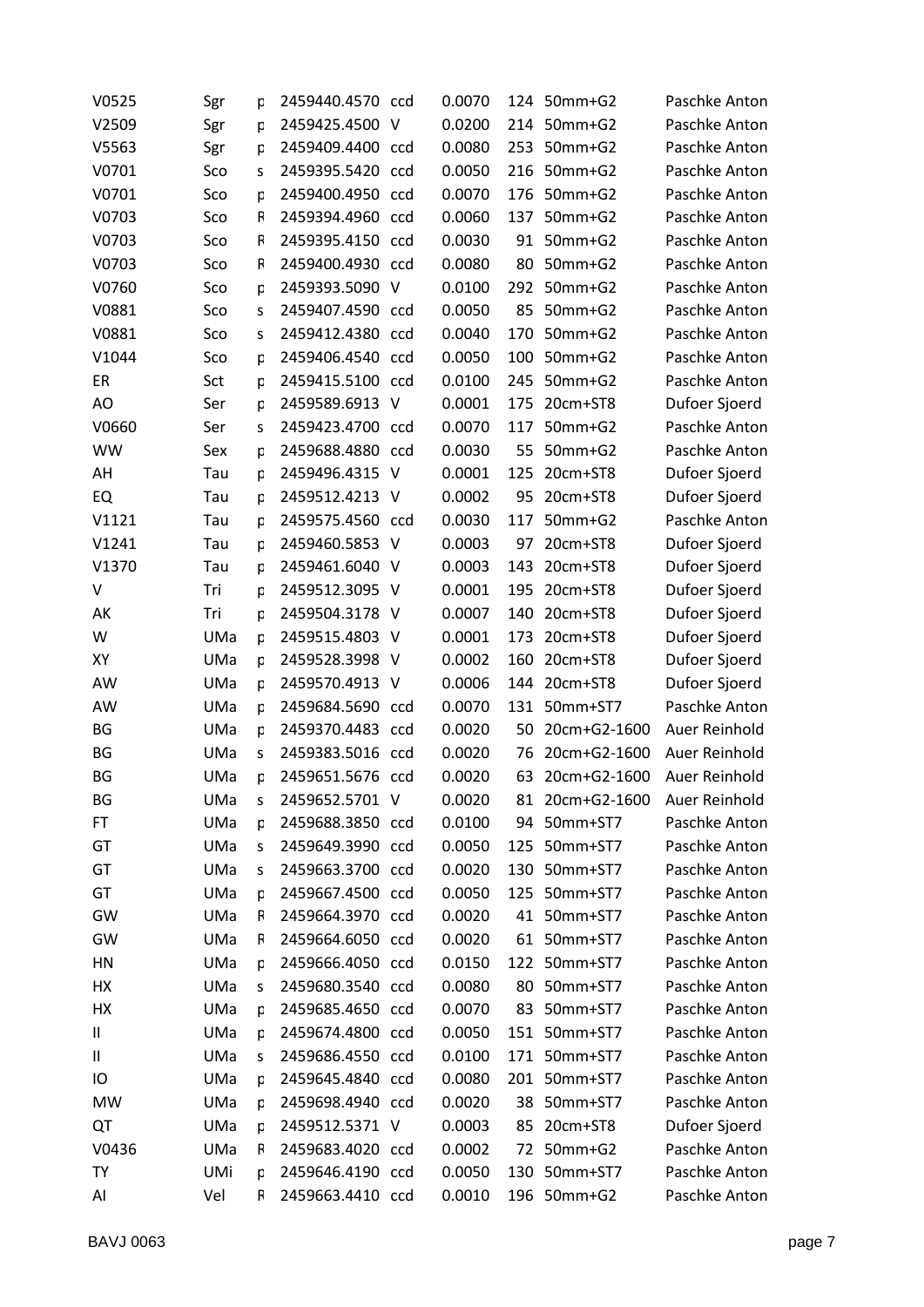| | | | | | | | | |
|---|---|---|---|---|---|---|---|---|
| V0525 | Sgr | p | 2459440.4570 | ccd | 0.0070 | 124 | 50mm+G2 | Paschke Anton |
| V2509 | Sgr | p | 2459425.4500 | V | 0.0200 | 214 | 50mm+G2 | Paschke Anton |
| V5563 | Sgr | p | 2459409.4400 | ccd | 0.0080 | 253 | 50mm+G2 | Paschke Anton |
| V0701 | Sco | s | 2459395.5420 | ccd | 0.0050 | 216 | 50mm+G2 | Paschke Anton |
| V0701 | Sco | p | 2459400.4950 | ccd | 0.0070 | 176 | 50mm+G2 | Paschke Anton |
| V0703 | Sco | R | 2459394.4960 | ccd | 0.0060 | 137 | 50mm+G2 | Paschke Anton |
| V0703 | Sco | R | 2459395.4150 | ccd | 0.0030 | 91 | 50mm+G2 | Paschke Anton |
| V0703 | Sco | R | 2459400.4930 | ccd | 0.0080 | 80 | 50mm+G2 | Paschke Anton |
| V0760 | Sco | p | 2459393.5090 | V | 0.0100 | 292 | 50mm+G2 | Paschke Anton |
| V0881 | Sco | s | 2459407.4590 | ccd | 0.0050 | 85 | 50mm+G2 | Paschke Anton |
| V0881 | Sco | s | 2459412.4380 | ccd | 0.0040 | 170 | 50mm+G2 | Paschke Anton |
| V1044 | Sco | p | 2459406.4540 | ccd | 0.0050 | 100 | 50mm+G2 | Paschke Anton |
| ER | Sct | p | 2459415.5100 | ccd | 0.0100 | 245 | 50mm+G2 | Paschke Anton |
| AO | Ser | p | 2459589.6913 | V | 0.0001 | 175 | 20cm+ST8 | Dufoer Sjoerd |
| V0660 | Ser | s | 2459423.4700 | ccd | 0.0070 | 117 | 50mm+G2 | Paschke Anton |
| WW | Sex | p | 2459688.4880 | ccd | 0.0030 | 55 | 50mm+G2 | Paschke Anton |
| AH | Tau | p | 2459496.4315 | V | 0.0001 | 125 | 20cm+ST8 | Dufoer Sjoerd |
| EQ | Tau | p | 2459512.4213 | V | 0.0002 | 95 | 20cm+ST8 | Dufoer Sjoerd |
| V1121 | Tau | p | 2459575.4560 | ccd | 0.0030 | 117 | 50mm+G2 | Paschke Anton |
| V1241 | Tau | p | 2459460.5853 | V | 0.0003 | 97 | 20cm+ST8 | Dufoer Sjoerd |
| V1370 | Tau | p | 2459461.6040 | V | 0.0003 | 143 | 20cm+ST8 | Dufoer Sjoerd |
| V | Tri | p | 2459512.3095 | V | 0.0001 | 195 | 20cm+ST8 | Dufoer Sjoerd |
| AK | Tri | p | 2459504.3178 | V | 0.0007 | 140 | 20cm+ST8 | Dufoer Sjoerd |
| W | UMa | p | 2459515.4803 | V | 0.0001 | 173 | 20cm+ST8 | Dufoer Sjoerd |
| XY | UMa | p | 2459528.3998 | V | 0.0002 | 160 | 20cm+ST8 | Dufoer Sjoerd |
| AW | UMa | p | 2459570.4913 | V | 0.0006 | 144 | 20cm+ST8 | Dufoer Sjoerd |
| AW | UMa | p | 2459684.5690 | ccd | 0.0070 | 131 | 50mm+ST7 | Paschke Anton |
| BG | UMa | p | 2459370.4483 | ccd | 0.0020 | 50 | 20cm+G2-1600 | Auer Reinhold |
| BG | UMa | s | 2459383.5016 | ccd | 0.0020 | 76 | 20cm+G2-1600 | Auer Reinhold |
| BG | UMa | p | 2459651.5676 | ccd | 0.0020 | 63 | 20cm+G2-1600 | Auer Reinhold |
| BG | UMa | s | 2459652.5701 | V | 0.0020 | 81 | 20cm+G2-1600 | Auer Reinhold |
| FT | UMa | p | 2459688.3850 | ccd | 0.0100 | 94 | 50mm+ST7 | Paschke Anton |
| GT | UMa | s | 2459649.3990 | ccd | 0.0050 | 125 | 50mm+ST7 | Paschke Anton |
| GT | UMa | s | 2459663.3700 | ccd | 0.0020 | 130 | 50mm+ST7 | Paschke Anton |
| GT | UMa | p | 2459667.4500 | ccd | 0.0050 | 125 | 50mm+ST7 | Paschke Anton |
| GW | UMa | R | 2459664.3970 | ccd | 0.0020 | 41 | 50mm+ST7 | Paschke Anton |
| GW | UMa | R | 2459664.6050 | ccd | 0.0020 | 61 | 50mm+ST7 | Paschke Anton |
| HN | UMa | p | 2459666.4050 | ccd | 0.0150 | 122 | 50mm+ST7 | Paschke Anton |
| HX | UMa | s | 2459680.3540 | ccd | 0.0080 | 80 | 50mm+ST7 | Paschke Anton |
| HX | UMa | p | 2459685.4650 | ccd | 0.0070 | 83 | 50mm+ST7 | Paschke Anton |
| II | UMa | p | 2459674.4800 | ccd | 0.0050 | 151 | 50mm+ST7 | Paschke Anton |
| II | UMa | s | 2459686.4550 | ccd | 0.0100 | 171 | 50mm+ST7 | Paschke Anton |
| IO | UMa | p | 2459645.4840 | ccd | 0.0080 | 201 | 50mm+ST7 | Paschke Anton |
| MW | UMa | p | 2459698.4940 | ccd | 0.0020 | 38 | 50mm+ST7 | Paschke Anton |
| QT | UMa | p | 2459512.5371 | V | 0.0003 | 85 | 20cm+ST8 | Dufoer Sjoerd |
| V0436 | UMa | R | 2459683.4020 | ccd | 0.0002 | 72 | 50mm+G2 | Paschke Anton |
| TY | UMi | p | 2459646.4190 | ccd | 0.0050 | 130 | 50mm+ST7 | Paschke Anton |
| AI | Vel | R | 2459663.4410 | ccd | 0.0010 | 196 | 50mm+G2 | Paschke Anton |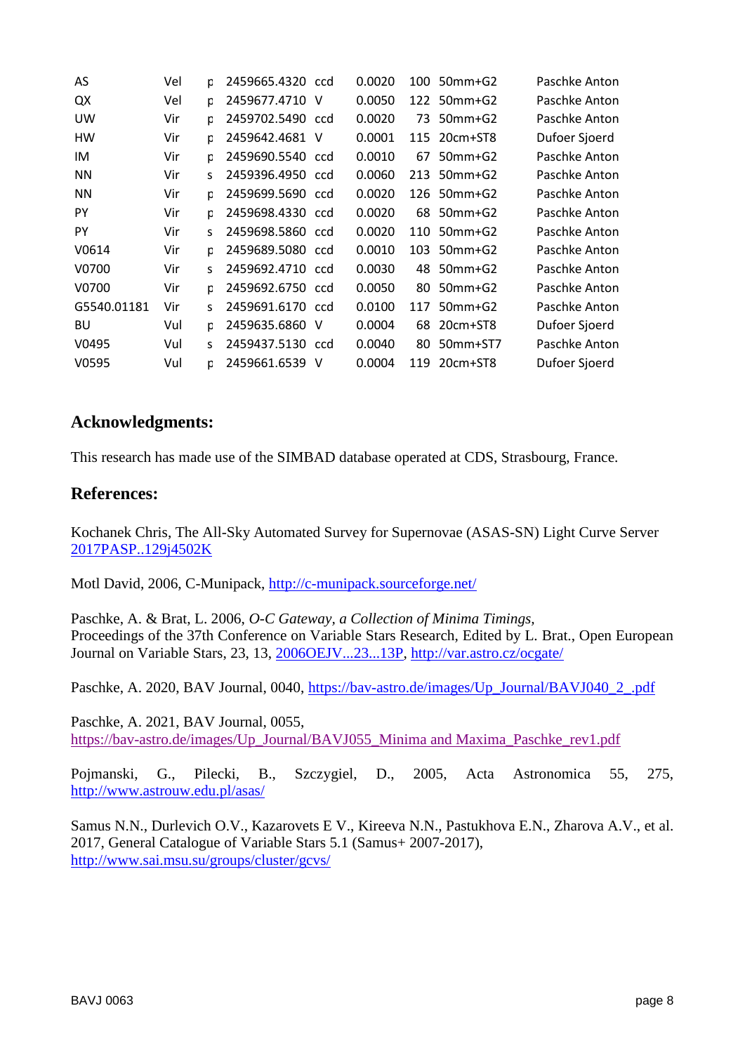| | | | | | | | | |
|---|---|---|---|---|---|---|---|---|
| AS | Vel | p | 2459665.4320 | ccd | 0.0020 | 100 | 50mm+G2 | Paschke Anton |
| QX | Vel | p | 2459677.4710 | V | 0.0050 | 122 | 50mm+G2 | Paschke Anton |
| UW | Vir | p | 2459702.5490 | ccd | 0.0020 | 73 | 50mm+G2 | Paschke Anton |
| HW | Vir | p | 2459642.4681 | V | 0.0001 | 115 | 20cm+ST8 | Dufoer Sjoerd |
| IM | Vir | p | 2459690.5540 | ccd | 0.0010 | 67 | 50mm+G2 | Paschke Anton |
| NN | Vir | s | 2459396.4950 | ccd | 0.0060 | 213 | 50mm+G2 | Paschke Anton |
| NN | Vir | p | 2459699.5690 | ccd | 0.0020 | 126 | 50mm+G2 | Paschke Anton |
| PY | Vir | p | 2459698.4330 | ccd | 0.0020 | 68 | 50mm+G2 | Paschke Anton |
| PY | Vir | s | 2459698.5860 | ccd | 0.0020 | 110 | 50mm+G2 | Paschke Anton |
| V0614 | Vir | p | 2459689.5080 | ccd | 0.0010 | 103 | 50mm+G2 | Paschke Anton |
| V0700 | Vir | s | 2459692.4710 | ccd | 0.0030 | 48 | 50mm+G2 | Paschke Anton |
| V0700 | Vir | p | 2459692.6750 | ccd | 0.0050 | 80 | 50mm+G2 | Paschke Anton |
| G5540.01181 | Vir | s | 2459691.6170 | ccd | 0.0100 | 117 | 50mm+G2 | Paschke Anton |
| BU | Vul | p | 2459635.6860 | V | 0.0004 | 68 | 20cm+ST8 | Dufoer Sjoerd |
| V0495 | Vul | s | 2459437.5130 | ccd | 0.0040 | 80 | 50mm+ST7 | Paschke Anton |
| V0595 | Vul | p | 2459661.6539 | V | 0.0004 | 119 | 20cm+ST8 | Dufoer Sjoerd |

## Acknowledgments:

This research has made use of the SIMBAD database operated at CDS, Strasbourg, France.

## References:

Kochanek Chris, The All-Sky Automated Survey for Supernovae (ASAS-SN) Light Curve Server 2017PASP..129j4502K

Motl David, 2006, C-Munipack, http://c-munipack.sourceforge.net/

Paschke, A. & Brat, L. 2006, *O-C Gateway, a Collection of Minima Timings,* Proceedings of the 37th Conference on Variable Stars Research, Edited by L. Brat., Open European Journal on Variable Stars, 23, 13, 2006OEJV...23...13P, http://var.astro.cz/ocgate/

Paschke, A. 2020, BAV Journal, 0040, https://bav-astro.de/images/Up_Journal/BAVJ040_2_.pdf

Paschke, A. 2021, BAV Journal, 0055, https://bav-astro.de/images/Up_Journal/BAVJ055_Minima and Maxima_Paschke_rev1.pdf

Pojmanski, G., Pilecki, B., Szczygiel, D., 2005, Acta Astronomica 55, 275, http://www.astrouw.edu.pl/asas/

Samus N.N., Durlevich O.V., Kazarovets E V., Kireeva N.N., Pastukhova E.N., Zharova A.V., et al. 2017, General Catalogue of Variable Stars 5.1 (Samus+ 2007-2017), http://www.sai.msu.su/groups/cluster/gcvs/